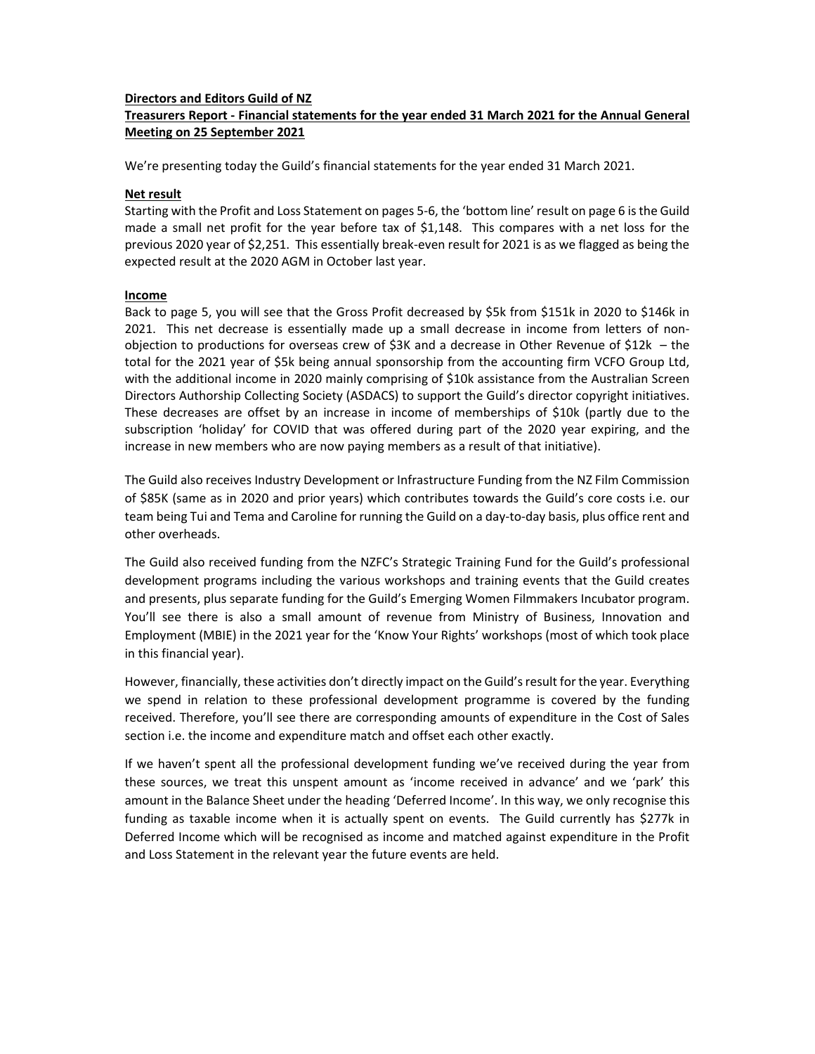**Directors and Editors Guild of NZ**

**Treasurers Report - Financial statements for the year ended 31 March 2021 for the Annual General Meeting on 25 September 2021**

We're presenting today the Guild's financial statements for the year ended 31 March 2021.

**Net result**

Starting with the Profit and Loss Statement on pages 5-6, the 'bottom line' result on page 6 is the Guild made a small net profit for the year before tax of $1,148. This compares with a net loss for the previous 2020 year of $2,251. This essentially break-even result for 2021 is as we flagged as being the expected result at the 2020 AGM in October last year.

**Income**

Back to page 5, you will see that the Gross Profit decreased by $5k from $151k in 2020 to $146k in 2021. This net decrease is essentially made up a small decrease in income from letters of non-objection to productions for overseas crew of $3K and a decrease in Other Revenue of $12k – the total for the 2021 year of $5k being annual sponsorship from the accounting firm VCFO Group Ltd, with the additional income in 2020 mainly comprising of $10k assistance from the Australian Screen Directors Authorship Collecting Society (ASDACS) to support the Guild's director copyright initiatives. These decreases are offset by an increase in income of memberships of $10k (partly due to the subscription 'holiday' for COVID that was offered during part of the 2020 year expiring, and the increase in new members who are now paying members as a result of that initiative).

The Guild also receives Industry Development or Infrastructure Funding from the NZ Film Commission of $85K (same as in 2020 and prior years) which contributes towards the Guild's core costs i.e. our team being Tui and Tema and Caroline for running the Guild on a day-to-day basis, plus office rent and other overheads.

The Guild also received funding from the NZFC's Strategic Training Fund for the Guild's professional development programs including the various workshops and training events that the Guild creates and presents, plus separate funding for the Guild's Emerging Women Filmmakers Incubator program. You'll see there is also a small amount of revenue from Ministry of Business, Innovation and Employment (MBIE) in the 2021 year for the 'Know Your Rights' workshops (most of which took place in this financial year).

However, financially, these activities don't directly impact on the Guild's result for the year. Everything we spend in relation to these professional development programme is covered by the funding received. Therefore, you'll see there are corresponding amounts of expenditure in the Cost of Sales section i.e. the income and expenditure match and offset each other exactly.

If we haven't spent all the professional development funding we've received during the year from these sources, we treat this unspent amount as 'income received in advance' and we 'park' this amount in the Balance Sheet under the heading 'Deferred Income'. In this way, we only recognise this funding as taxable income when it is actually spent on events. The Guild currently has $277k in Deferred Income which will be recognised as income and matched against expenditure in the Profit and Loss Statement in the relevant year the future events are held.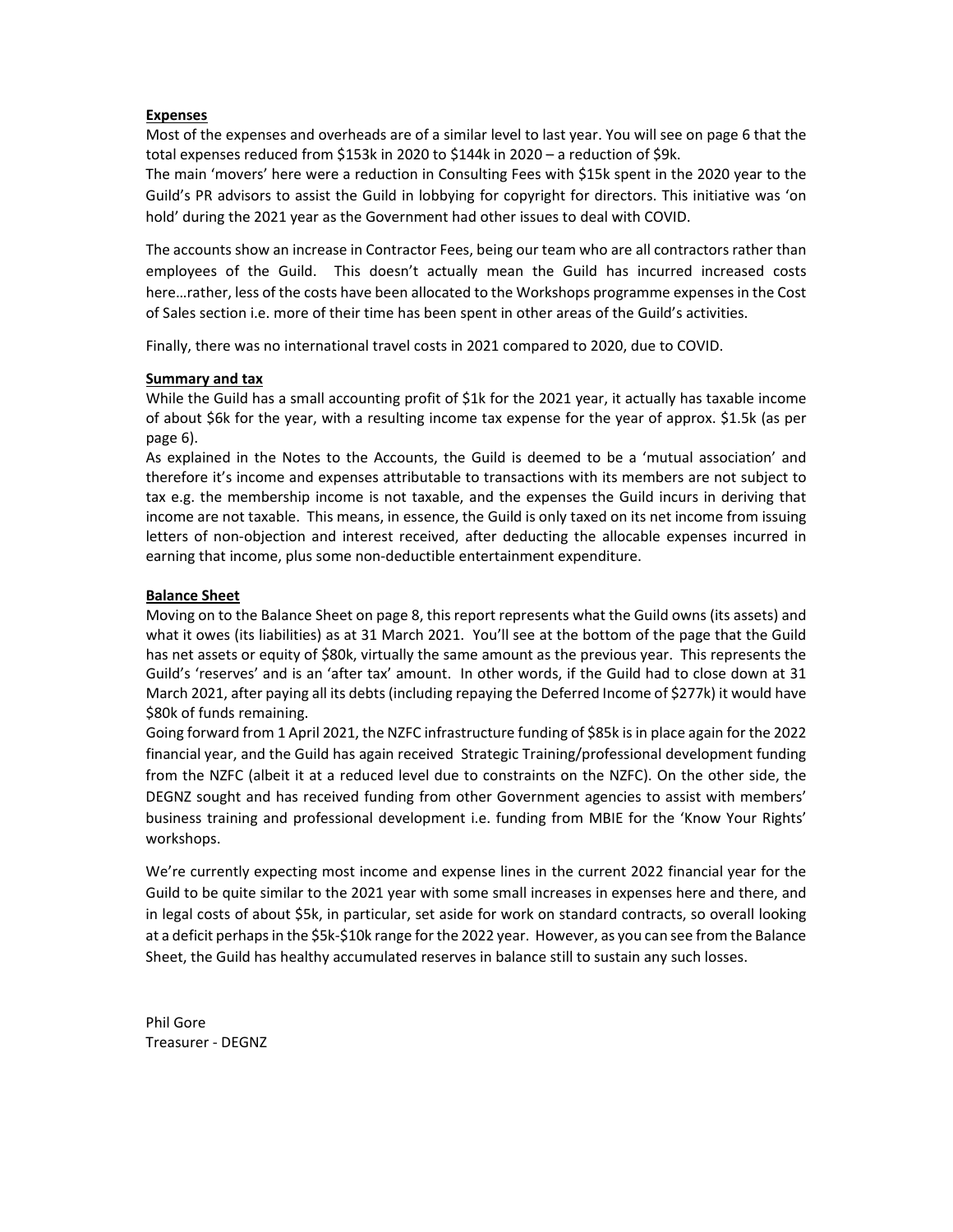**Expenses**

Most of the expenses and overheads are of a similar level to last year. You will see on page 6 that the total expenses reduced from $153k in 2020 to $144k in 2020 – a reduction of $9k.

The main 'movers' here were a reduction in Consulting Fees with $15k spent in the 2020 year to the Guild's PR advisors to assist the Guild in lobbying for copyright for directors. This initiative was 'on hold' during the 2021 year as the Government had other issues to deal with COVID.

The accounts show an increase in Contractor Fees, being our team who are all contractors rather than employees of the Guild. This doesn't actually mean the Guild has incurred increased costs here…rather, less of the costs have been allocated to the Workshops programme expenses in the Cost of Sales section i.e. more of their time has been spent in other areas of the Guild's activities.

Finally, there was no international travel costs in 2021 compared to 2020, due to COVID.

**Summary and tax**

While the Guild has a small accounting profit of $1k for the 2021 year, it actually has taxable income of about $6k for the year, with a resulting income tax expense for the year of approx. $1.5k (as per page 6).

As explained in the Notes to the Accounts, the Guild is deemed to be a 'mutual association' and therefore it's income and expenses attributable to transactions with its members are not subject to tax e.g. the membership income is not taxable, and the expenses the Guild incurs in deriving that income are not taxable. This means, in essence, the Guild is only taxed on its net income from issuing letters of non-objection and interest received, after deducting the allocable expenses incurred in earning that income, plus some non-deductible entertainment expenditure.

**Balance Sheet**

Moving on to the Balance Sheet on page 8, this report represents what the Guild owns (its assets) and what it owes (its liabilities) as at 31 March 2021. You'll see at the bottom of the page that the Guild has net assets or equity of $80k, virtually the same amount as the previous year. This represents the Guild's 'reserves' and is an 'after tax' amount. In other words, if the Guild had to close down at 31 March 2021, after paying all its debts (including repaying the Deferred Income of $277k) it would have $80k of funds remaining.

Going forward from 1 April 2021, the NZFC infrastructure funding of $85k is in place again for the 2022 financial year, and the Guild has again received Strategic Training/professional development funding from the NZFC (albeit it at a reduced level due to constraints on the NZFC). On the other side, the DEGNZ sought and has received funding from other Government agencies to assist with members' business training and professional development i.e. funding from MBIE for the 'Know Your Rights' workshops.

We're currently expecting most income and expense lines in the current 2022 financial year for the Guild to be quite similar to the 2021 year with some small increases in expenses here and there, and in legal costs of about $5k, in particular, set aside for work on standard contracts, so overall looking at a deficit perhaps in the $5k-$10k range for the 2022 year. However, as you can see from the Balance Sheet, the Guild has healthy accumulated reserves in balance still to sustain any such losses.

Phil Gore
Treasurer - DEGNZ